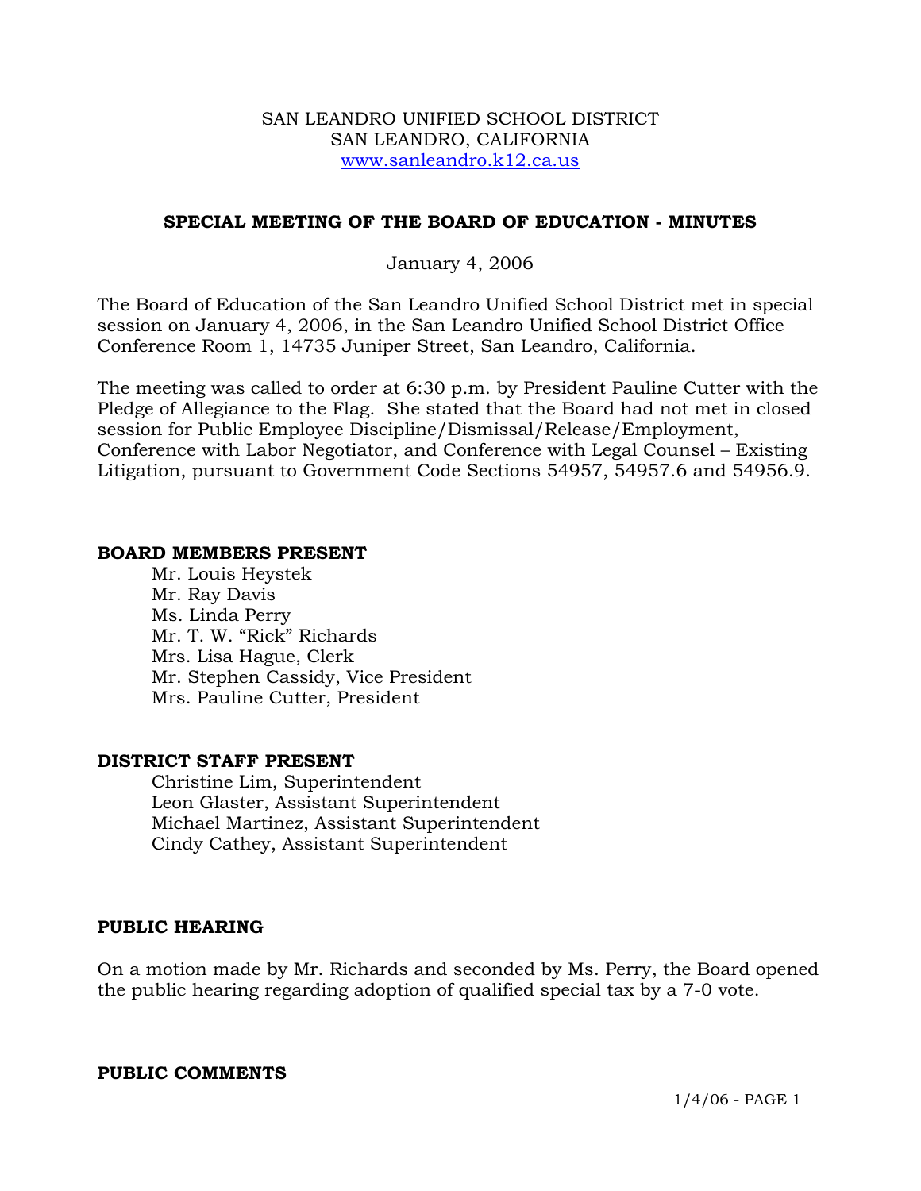SAN LEANDRO UNIFIED SCHOOL DISTRICT
SAN LEANDRO, CALIFORNIA
www.sanleandro.k12.ca.us

## SPECIAL MEETING OF THE BOARD OF EDUCATION - MINUTES

January 4, 2006

The Board of Education of the San Leandro Unified School District met in special session on January 4, 2006, in the San Leandro Unified School District Office Conference Room 1, 14735 Juniper Street, San Leandro, California.

The meeting was called to order at 6:30 p.m. by President Pauline Cutter with the Pledge of Allegiance to the Flag. She stated that the Board had not met in closed session for Public Employee Discipline/Dismissal/Release/Employment, Conference with Labor Negotiator, and Conference with Legal Counsel – Existing Litigation, pursuant to Government Code Sections 54957, 54957.6 and 54956.9.

### BOARD MEMBERS PRESENT

Mr. Louis Heystek
Mr. Ray Davis
Ms. Linda Perry
Mr. T. W. "Rick" Richards
Mrs. Lisa Hague, Clerk
Mr. Stephen Cassidy, Vice President
Mrs. Pauline Cutter, President

### DISTRICT STAFF PRESENT

Christine Lim, Superintendent
Leon Glaster, Assistant Superintendent
Michael Martinez, Assistant Superintendent
Cindy Cathey, Assistant Superintendent

### PUBLIC HEARING

On a motion made by Mr. Richards and seconded by Ms. Perry, the Board opened the public hearing regarding adoption of qualified special tax by a 7-0 vote.

### PUBLIC COMMENTS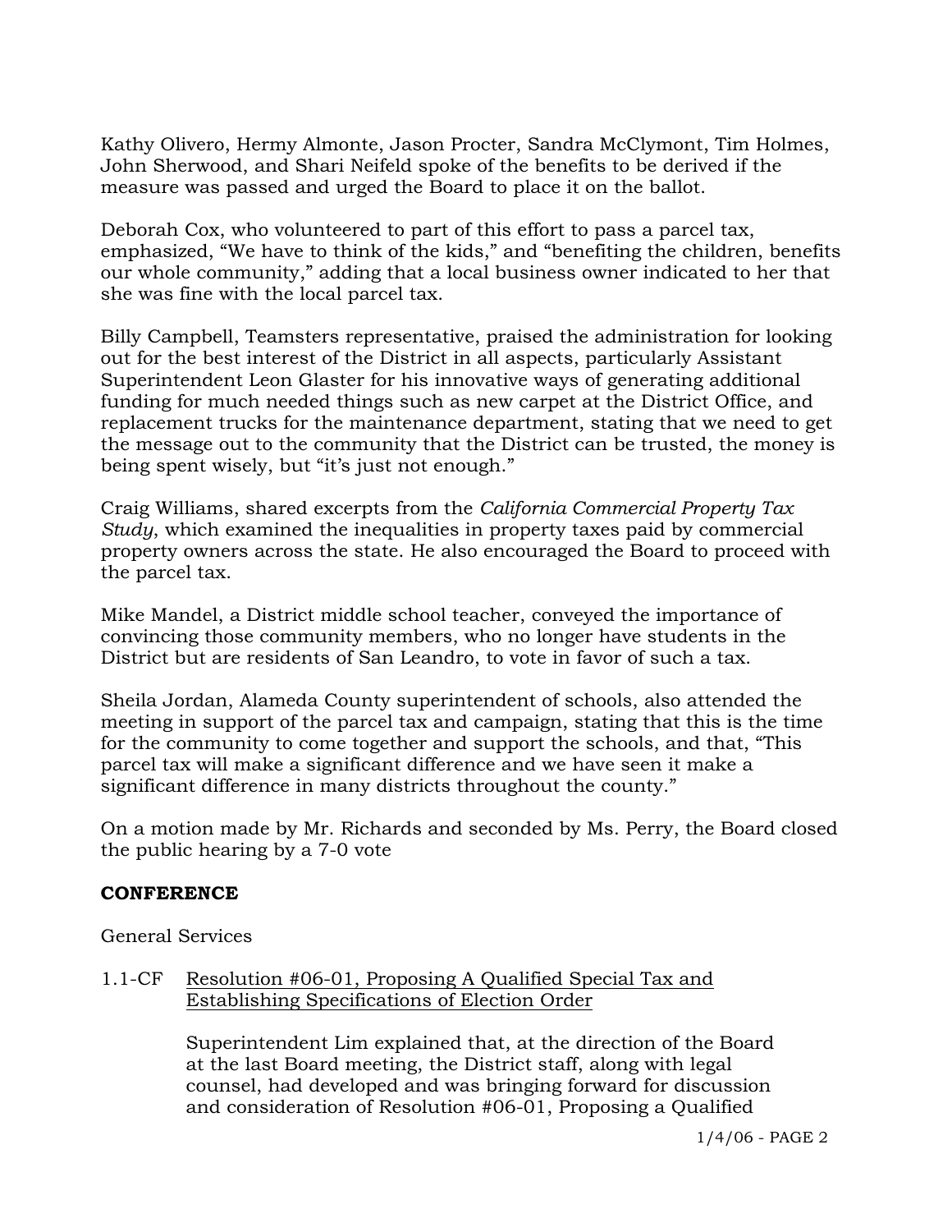Kathy Olivero, Hermy Almonte, Jason Procter, Sandra McClymont, Tim Holmes, John Sherwood, and Shari Neifeld spoke of the benefits to be derived if the measure was passed and urged the Board to place it on the ballot.

Deborah Cox, who volunteered to part of this effort to pass a parcel tax, emphasized, "We have to think of the kids," and "benefiting the children, benefits our whole community," adding that a local business owner indicated to her that she was fine with the local parcel tax.

Billy Campbell, Teamsters representative, praised the administration for looking out for the best interest of the District in all aspects, particularly Assistant Superintendent Leon Glaster for his innovative ways of generating additional funding for much needed things such as new carpet at the District Office, and replacement trucks for the maintenance department, stating that we need to get the message out to the community that the District can be trusted, the money is being spent wisely, but "it's just not enough."

Craig Williams, shared excerpts from the *California Commercial Property Tax Study*, which examined the inequalities in property taxes paid by commercial property owners across the state. He also encouraged the Board to proceed with the parcel tax.

Mike Mandel, a District middle school teacher, conveyed the importance of convincing those community members, who no longer have students in the District but are residents of San Leandro, to vote in favor of such a tax.

Sheila Jordan, Alameda County superintendent of schools, also attended the meeting in support of the parcel tax and campaign, stating that this is the time for the community to come together and support the schools, and that, "This parcel tax will make a significant difference and we have seen it make a significant difference in many districts throughout the county."

On a motion made by Mr. Richards and seconded by Ms. Perry, the Board closed the public hearing by a 7-0 vote

## CONFERENCE

General Services

1.1-CF <u>Resolution #06-01, Proposing A Qualified Special Tax and Establishing Specifications of Election Order</u>

Superintendent Lim explained that, at the direction of the Board at the last Board meeting, the District staff, along with legal counsel, had developed and was bringing forward for discussion and consideration of Resolution #06-01, Proposing a Qualified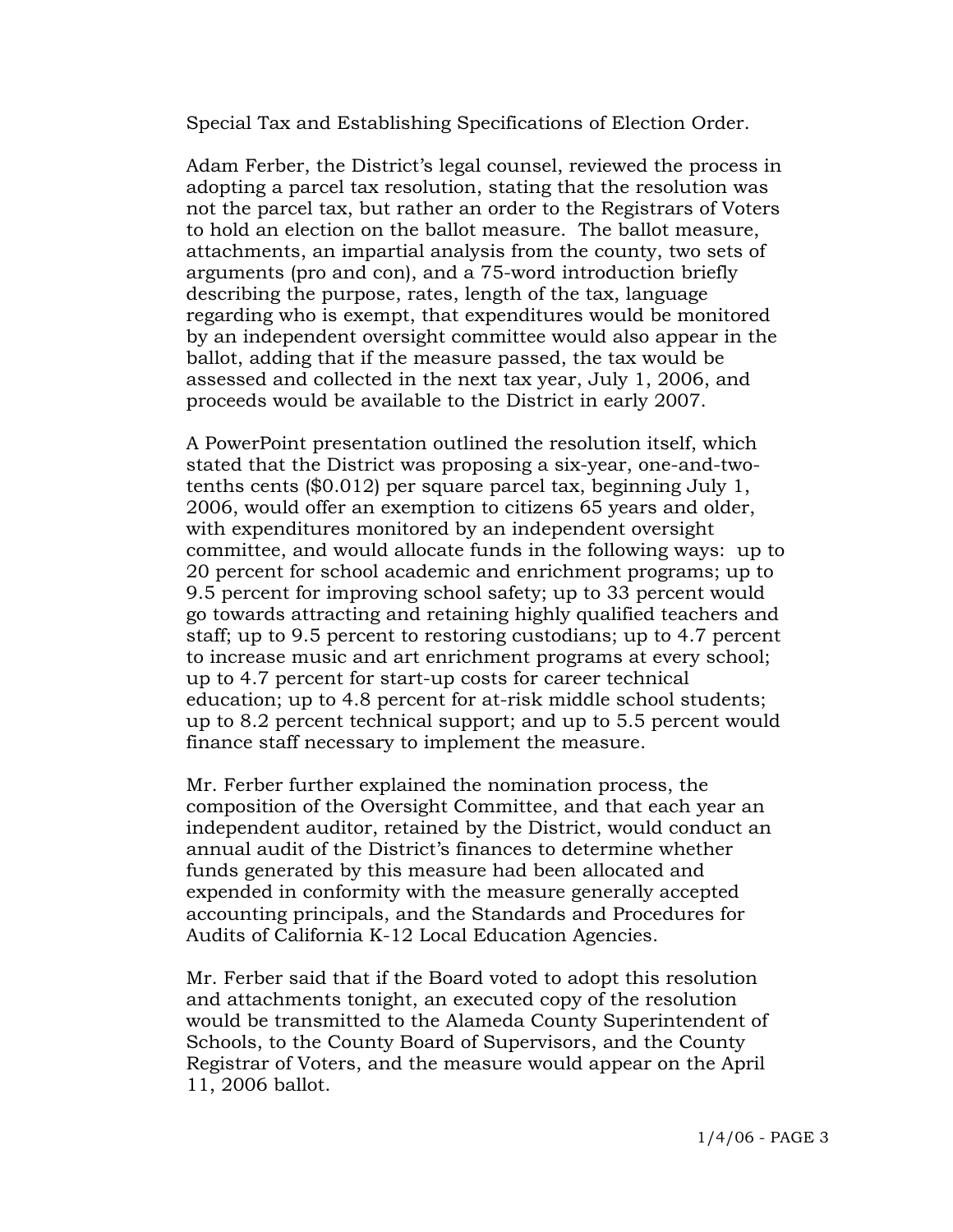Special Tax and Establishing Specifications of Election Order.

Adam Ferber, the District's legal counsel, reviewed the process in adopting a parcel tax resolution, stating that the resolution was not the parcel tax, but rather an order to the Registrars of Voters to hold an election on the ballot measure. The ballot measure, attachments, an impartial analysis from the county, two sets of arguments (pro and con), and a 75-word introduction briefly describing the purpose, rates, length of the tax, language regarding who is exempt, that expenditures would be monitored by an independent oversight committee would also appear in the ballot, adding that if the measure passed, the tax would be assessed and collected in the next tax year, July 1, 2006, and proceeds would be available to the District in early 2007.

A PowerPoint presentation outlined the resolution itself, which stated that the District was proposing a six-year, one-and-two-tenths cents ($0.012) per square parcel tax, beginning July 1, 2006, would offer an exemption to citizens 65 years and older, with expenditures monitored by an independent oversight committee, and would allocate funds in the following ways: up to 20 percent for school academic and enrichment programs; up to 9.5 percent for improving school safety; up to 33 percent would go towards attracting and retaining highly qualified teachers and staff; up to 9.5 percent to restoring custodians; up to 4.7 percent to increase music and art enrichment programs at every school; up to 4.7 percent for start-up costs for career technical education; up to 4.8 percent for at-risk middle school students; up to 8.2 percent technical support; and up to 5.5 percent would finance staff necessary to implement the measure.

Mr. Ferber further explained the nomination process, the composition of the Oversight Committee, and that each year an independent auditor, retained by the District, would conduct an annual audit of the District's finances to determine whether funds generated by this measure had been allocated and expended in conformity with the measure generally accepted accounting principals, and the Standards and Procedures for Audits of California K-12 Local Education Agencies.

Mr. Ferber said that if the Board voted to adopt this resolution and attachments tonight, an executed copy of the resolution would be transmitted to the Alameda County Superintendent of Schools, to the County Board of Supervisors, and the County Registrar of Voters, and the measure would appear on the April 11, 2006 ballot.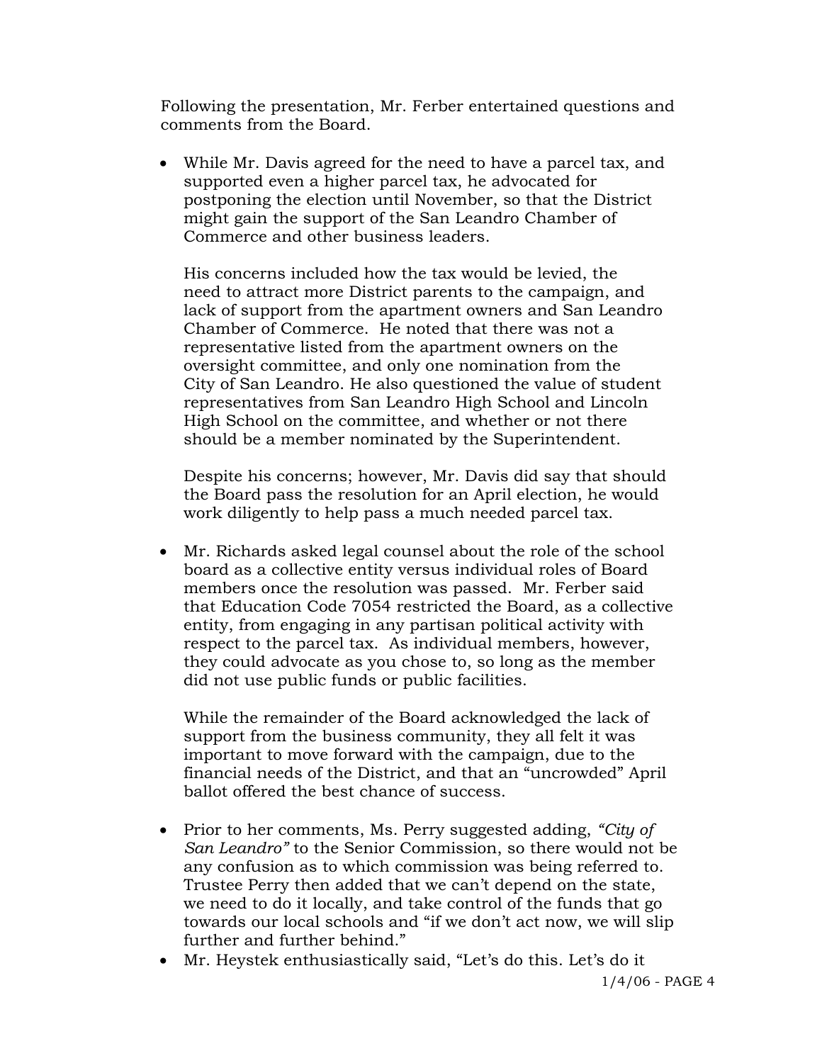Following the presentation, Mr. Ferber entertained questions and comments from the Board.

- While Mr. Davis agreed for the need to have a parcel tax, and supported even a higher parcel tax, he advocated for postponing the election until November, so that the District might gain the support of the San Leandro Chamber of Commerce and other business leaders.

  His concerns included how the tax would be levied, the need to attract more District parents to the campaign, and lack of support from the apartment owners and San Leandro Chamber of Commerce. He noted that there was not a representative listed from the apartment owners on the oversight committee, and only one nomination from the City of San Leandro. He also questioned the value of student representatives from San Leandro High School and Lincoln High School on the committee, and whether or not there should be a member nominated by the Superintendent.

  Despite his concerns; however, Mr. Davis did say that should the Board pass the resolution for an April election, he would work diligently to help pass a much needed parcel tax.

- Mr. Richards asked legal counsel about the role of the school board as a collective entity versus individual roles of Board members once the resolution was passed. Mr. Ferber said that Education Code 7054 restricted the Board, as a collective entity, from engaging in any partisan political activity with respect to the parcel tax. As individual members, however, they could advocate as you chose to, so long as the member did not use public funds or public facilities.

  While the remainder of the Board acknowledged the lack of support from the business community, they all felt it was important to move forward with the campaign, due to the financial needs of the District, and that an "uncrowded" April ballot offered the best chance of success.

- Prior to her comments, Ms. Perry suggested adding, *"City of San Leandro"* to the Senior Commission, so there would not be any confusion as to which commission was being referred to. Trustee Perry then added that we can't depend on the state, we need to do it locally, and take control of the funds that go towards our local schools and "if we don't act now, we will slip further and further behind."
- Mr. Heystek enthusiastically said, "Let's do this. Let's do it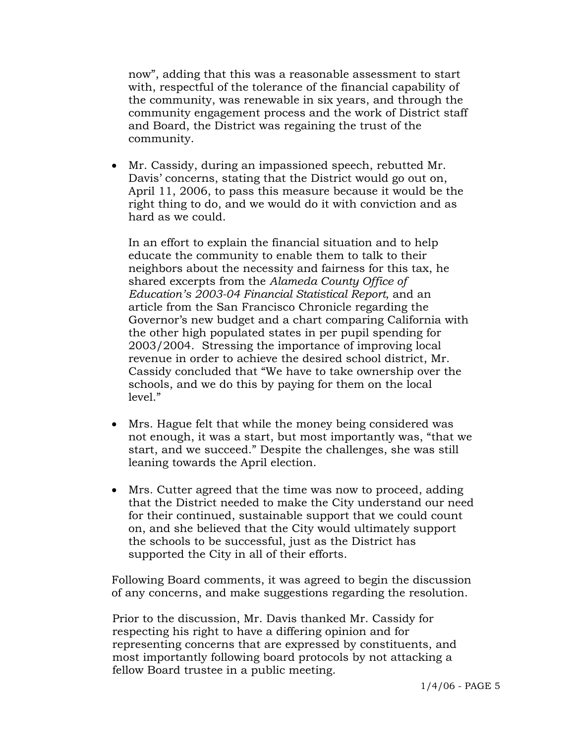now", adding that this was a reasonable assessment to start with, respectful of the tolerance of the financial capability of the community, was renewable in six years, and through the community engagement process and the work of District staff and Board, the District was regaining the trust of the community.

- Mr. Cassidy, during an impassioned speech, rebutted Mr. Davis' concerns, stating that the District would go out on, April 11, 2006, to pass this measure because it would be the right thing to do, and we would do it with conviction and as hard as we could.

  In an effort to explain the financial situation and to help educate the community to enable them to talk to their neighbors about the necessity and fairness for this tax, he shared excerpts from the *Alameda County Office of Education's 2003-04 Financial Statistical Report*, and an article from the San Francisco Chronicle regarding the Governor's new budget and a chart comparing California with the other high populated states in per pupil spending for 2003/2004. Stressing the importance of improving local revenue in order to achieve the desired school district, Mr. Cassidy concluded that "We have to take ownership over the schools, and we do this by paying for them on the local level."

- Mrs. Hague felt that while the money being considered was not enough, it was a start, but most importantly was, "that we start, and we succeed." Despite the challenges, she was still leaning towards the April election.

- Mrs. Cutter agreed that the time was now to proceed, adding that the District needed to make the City understand our need for their continued, sustainable support that we could count on, and she believed that the City would ultimately support the schools to be successful, just as the District has supported the City in all of their efforts.

Following Board comments, it was agreed to begin the discussion of any concerns, and make suggestions regarding the resolution.

Prior to the discussion, Mr. Davis thanked Mr. Cassidy for respecting his right to have a differing opinion and for representing concerns that are expressed by constituents, and most importantly following board protocols by not attacking a fellow Board trustee in a public meeting.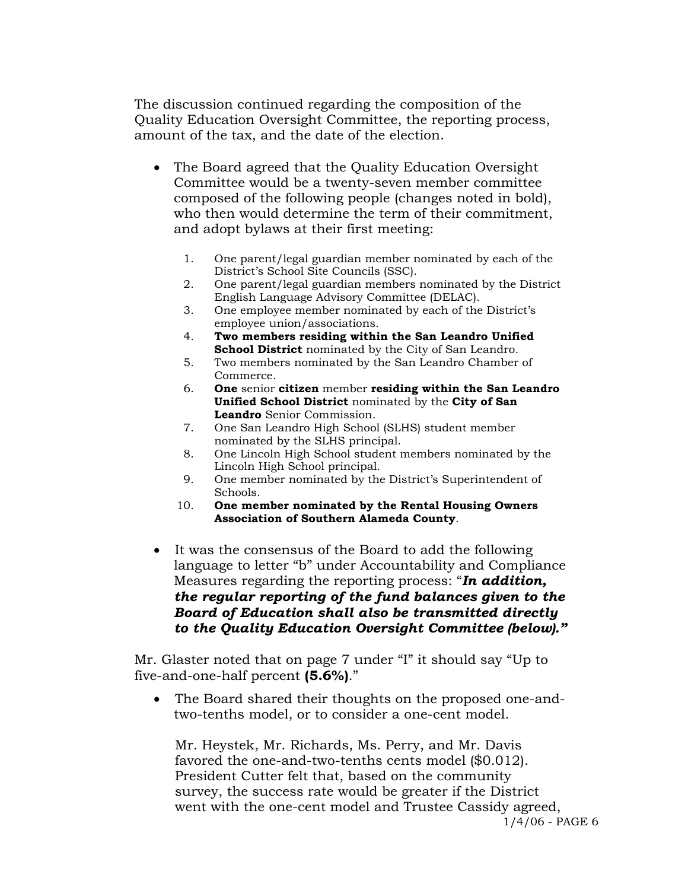The discussion continued regarding the composition of the Quality Education Oversight Committee, the reporting process, amount of the tax, and the date of the election.

- The Board agreed that the Quality Education Oversight Committee would be a twenty-seven member committee composed of the following people (changes noted in bold), who then would determine the term of their commitment, and adopt bylaws at their first meeting:

  1. One parent/legal guardian member nominated by each of the District's School Site Councils (SSC).
  2. One parent/legal guardian members nominated by the District English Language Advisory Committee (DELAC).
  3. One employee member nominated by each of the District's employee union/associations.
  4. **Two members residing within the San Leandro Unified School District** nominated by the City of San Leandro.
  5. Two members nominated by the San Leandro Chamber of Commerce.
  6. **One** senior **citizen** member **residing within the San Leandro Unified School District** nominated by the **City of San Leandro** Senior Commission.
  7. One San Leandro High School (SLHS) student member nominated by the SLHS principal.
  8. One Lincoln High School student members nominated by the Lincoln High School principal.
  9. One member nominated by the District's Superintendent of Schools.
  10. **One member nominated by the Rental Housing Owners Association of Southern Alameda County**.

- It was the consensus of the Board to add the following language to letter "b" under Accountability and Compliance Measures regarding the reporting process: "***In addition, the regular reporting of the fund balances given to the Board of Education shall also be transmitted directly to the Quality Education Oversight Committee (below).***"

Mr. Glaster noted that on page 7 under "I" it should say "Up to five-and-one-half percent **(5.6%)**."

- The Board shared their thoughts on the proposed one-and-two-tenths model, or to consider a one-cent model.

  Mr. Heystek, Mr. Richards, Ms. Perry, and Mr. Davis favored the one-and-two-tenths cents model ($0.012). President Cutter felt that, based on the community survey, the success rate would be greater if the District went with the one-cent model and Trustee Cassidy agreed,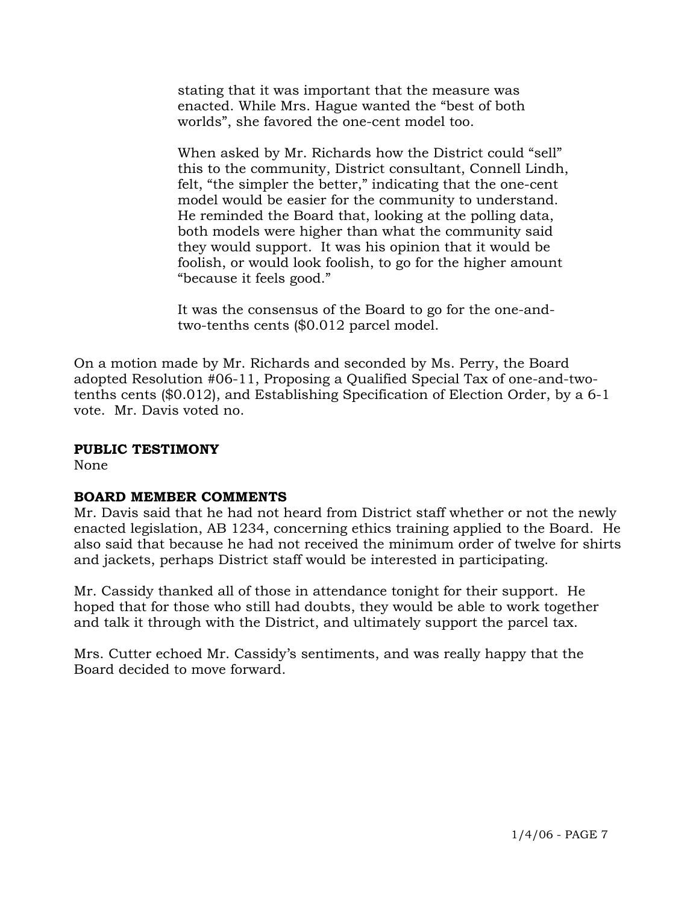stating that it was important that the measure was enacted. While Mrs. Hague wanted the “best of both worlds”, she favored the one-cent model too.

When asked by Mr. Richards how the District could “sell” this to the community, District consultant, Connell Lindh, felt, “the simpler the better,” indicating that the one-cent model would be easier for the community to understand. He reminded the Board that, looking at the polling data, both models were higher than what the community said they would support. It was his opinion that it would be foolish, or would look foolish, to go for the higher amount “because it feels good.”

It was the consensus of the Board to go for the one-and-two-tenths cents ($0.012 parcel model.

On a motion made by Mr. Richards and seconded by Ms. Perry, the Board adopted Resolution #06-11, Proposing a Qualified Special Tax of one-and-two-tenths cents ($0.012), and Establishing Specification of Election Order, by a 6-1 vote. Mr. Davis voted no.

**PUBLIC TESTIMONY**
None

**BOARD MEMBER COMMENTS**
Mr. Davis said that he had not heard from District staff whether or not the newly enacted legislation, AB 1234, concerning ethics training applied to the Board. He also said that because he had not received the minimum order of twelve for shirts and jackets, perhaps District staff would be interested in participating.

Mr. Cassidy thanked all of those in attendance tonight for their support. He hoped that for those who still had doubts, they would be able to work together and talk it through with the District, and ultimately support the parcel tax.

Mrs. Cutter echoed Mr. Cassidy’s sentiments, and was really happy that the Board decided to move forward.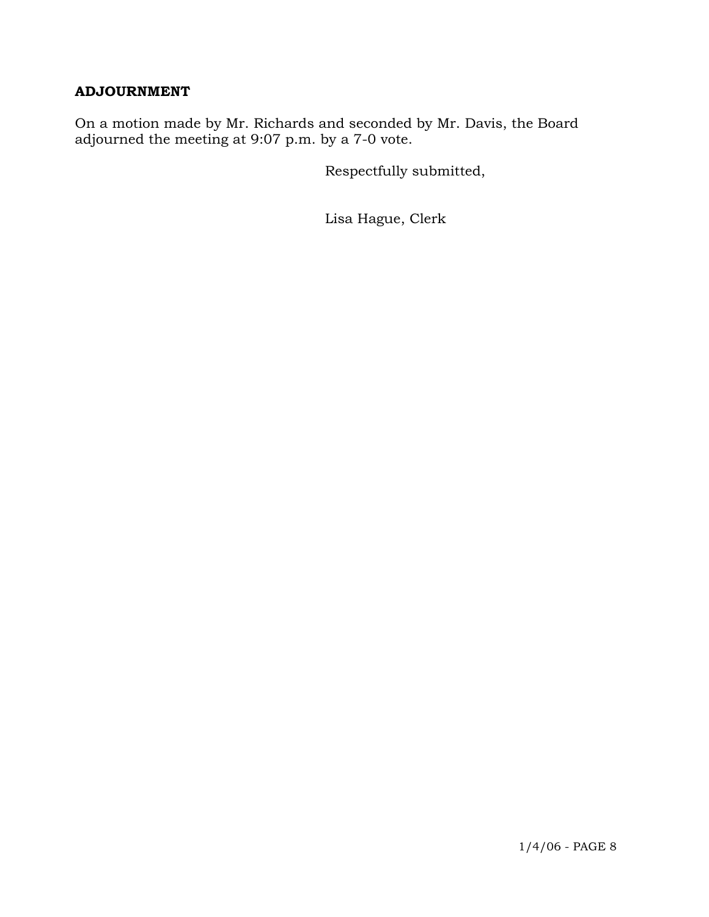**ADJOURNMENT**

On a motion made by Mr. Richards and seconded by Mr. Davis, the Board adjourned the meeting at 9:07 p.m. by a 7-0 vote.

Respectfully submitted,

Lisa Hague, Clerk